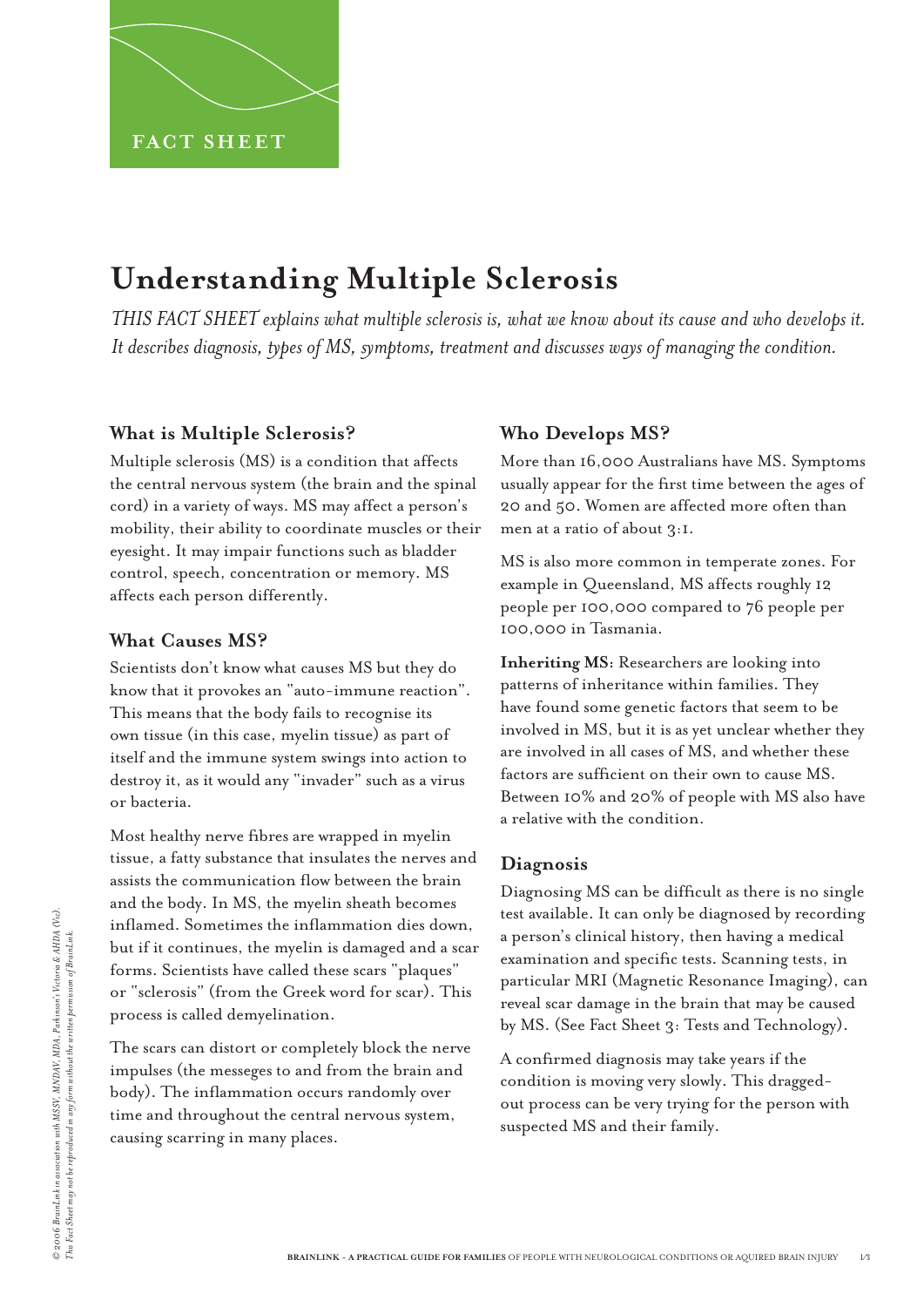FACT SHEET

# Understanding Multiple Sclerosis

*THIS FACT SHEET explains what multiple sclerosis is, what we know about its cause and who develops it. It describes diagnosis, types of MS, symptoms, treatment and discusses ways of managing the condition.*

## What is Multiple Sclerosis?

Multiple sclerosis (MS) is a condition that affects the central nervous system (the brain and the spinal cord) in a variety of ways. MS may affect a person's mobility, their ability to coordinate muscles or their eyesight. It may impair functions such as bladder control, speech, concentration or memory. MS affects each person differently.

## What Causes MS?

Scientists don't know what causes MS but they do know that it provokes an "auto-immune reaction". This means that the body fails to recognise its own tissue (in this case, myelin tissue) as part of itself and the immune system swings into action to destroy it, as it would any "invader" such as a virus or bacteria.

Most healthy nerve fibres are wrapped in myelin tissue, a fatty substance that insulates the nerves and assists the communication flow between the brain and the body. In MS, the myelin sheath becomes inflamed. Sometimes the inflammation dies down, but if it continues, the myelin is damaged and a scar forms. Scientists have called these scars "plaques" or "sclerosis" (from the Greek word for scar). This process is called demyelination.

The scars can distort or completely block the nerve impulses (the messeges to and from the brain and body). The inflammation occurs randomly over time and throughout the central nervous system, causing scarring in many places.

## Who Develops MS?

More than 16,000 Australians have MS. Symptoms usually appear for the first time between the ages of 20 and 50. Women are affected more often than men at a ratio of about 3:1.

MS is also more common in temperate zones. For example in Queensland, MS affects roughly 12 people per 100,000 compared to 76 people per 100,000 in Tasmania.

**Inheriting MS:** Researchers are looking into patterns of inheritance within families. They have found some genetic factors that seem to be involved in MS, but it is as yet unclear whether they are involved in all cases of MS, and whether these factors are sufficient on their own to cause MS. Between 10% and 20% of people with MS also have a relative with the condition.

## Diagnosis

Diagnosing MS can be difficult as there is no single test available. It can only be diagnosed by recording a person's clinical history, then having a medical examination and specific tests. Scanning tests, in particular MRI (Magnetic Resonance Imaging), can reveal scar damage in the brain that may be caused by MS. (See Fact Sheet 3: Tests and Technology).

A confirmed diagnosis may take years if the condition is moving very slowly. This dragged-out process can be very trying for the person with suspected MS and their family.

*© 2006 BrainLink in association with MSSV, MNDAV, MDA, Parkinson's Victoria & AHDA (Vic). This Fact Sheet may not be reproduced in any form without the written permission of BrainLink.*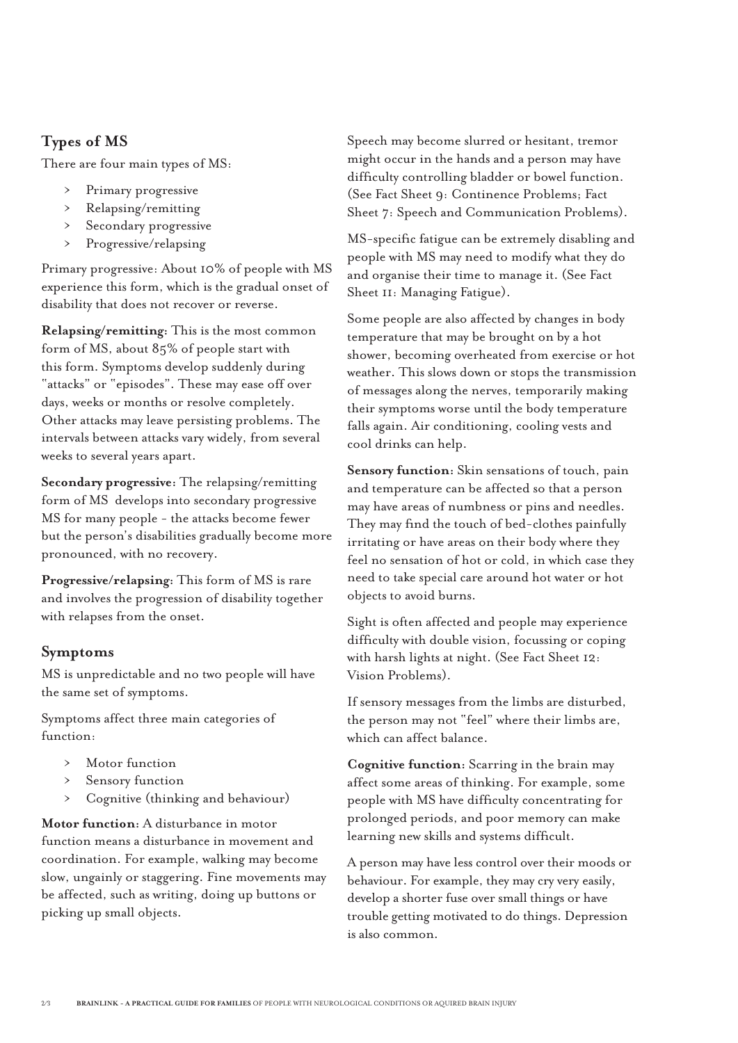## Types of MS

There are four main types of MS:

- Primary progressive
- Relapsing/remitting
- Secondary progressive
- Progressive/relapsing

Primary progressive: About 10% of people with MS experience this form, which is the gradual onset of disability that does not recover or reverse.

**Relapsing/remitting:** This is the most common form of MS, about 85% of people start with this form. Symptoms develop suddenly during "attacks" or "episodes". These may ease off over days, weeks or months or resolve completely. Other attacks may leave persisting problems. The intervals between attacks vary widely, from several weeks to several years apart.

**Secondary progressive:** The relapsing/remitting form of MS develops into secondary progressive MS for many people - the attacks become fewer but the person's disabilities gradually become more pronounced, with no recovery.

**Progressive/relapsing:** This form of MS is rare and involves the progression of disability together with relapses from the onset.

## Symptoms

MS is unpredictable and no two people will have the same set of symptoms.

Symptoms affect three main categories of function:

- Motor function
- Sensory function
- Cognitive (thinking and behaviour)

**Motor function:** A disturbance in motor function means a disturbance in movement and coordination. For example, walking may become slow, ungainly or staggering. Fine movements may be affected, such as writing, doing up buttons or picking up small objects.

Speech may become slurred or hesitant, tremor might occur in the hands and a person may have difficulty controlling bladder or bowel function. (See Fact Sheet 9: Continence Problems; Fact Sheet 7: Speech and Communication Problems).

MS-specific fatigue can be extremely disabling and people with MS may need to modify what they do and organise their time to manage it. (See Fact Sheet 11: Managing Fatigue).

Some people are also affected by changes in body temperature that may be brought on by a hot shower, becoming overheated from exercise or hot weather. This slows down or stops the transmission of messages along the nerves, temporarily making their symptoms worse until the body temperature falls again. Air conditioning, cooling vests and cool drinks can help.

**Sensory function:** Skin sensations of touch, pain and temperature can be affected so that a person may have areas of numbness or pins and needles. They may find the touch of bed-clothes painfully irritating or have areas on their body where they feel no sensation of hot or cold, in which case they need to take special care around hot water or hot objects to avoid burns.

Sight is often affected and people may experience difficulty with double vision, focussing or coping with harsh lights at night. (See Fact Sheet 12: Vision Problems).

If sensory messages from the limbs are disturbed, the person may not "feel" where their limbs are, which can affect balance.

**Cognitive function:** Scarring in the brain may affect some areas of thinking. For example, some people with MS have difficulty concentrating for prolonged periods, and poor memory can make learning new skills and systems difficult.

A person may have less control over their moods or behaviour. For example, they may cry very easily, develop a shorter fuse over small things or have trouble getting motivated to do things. Depression is also common.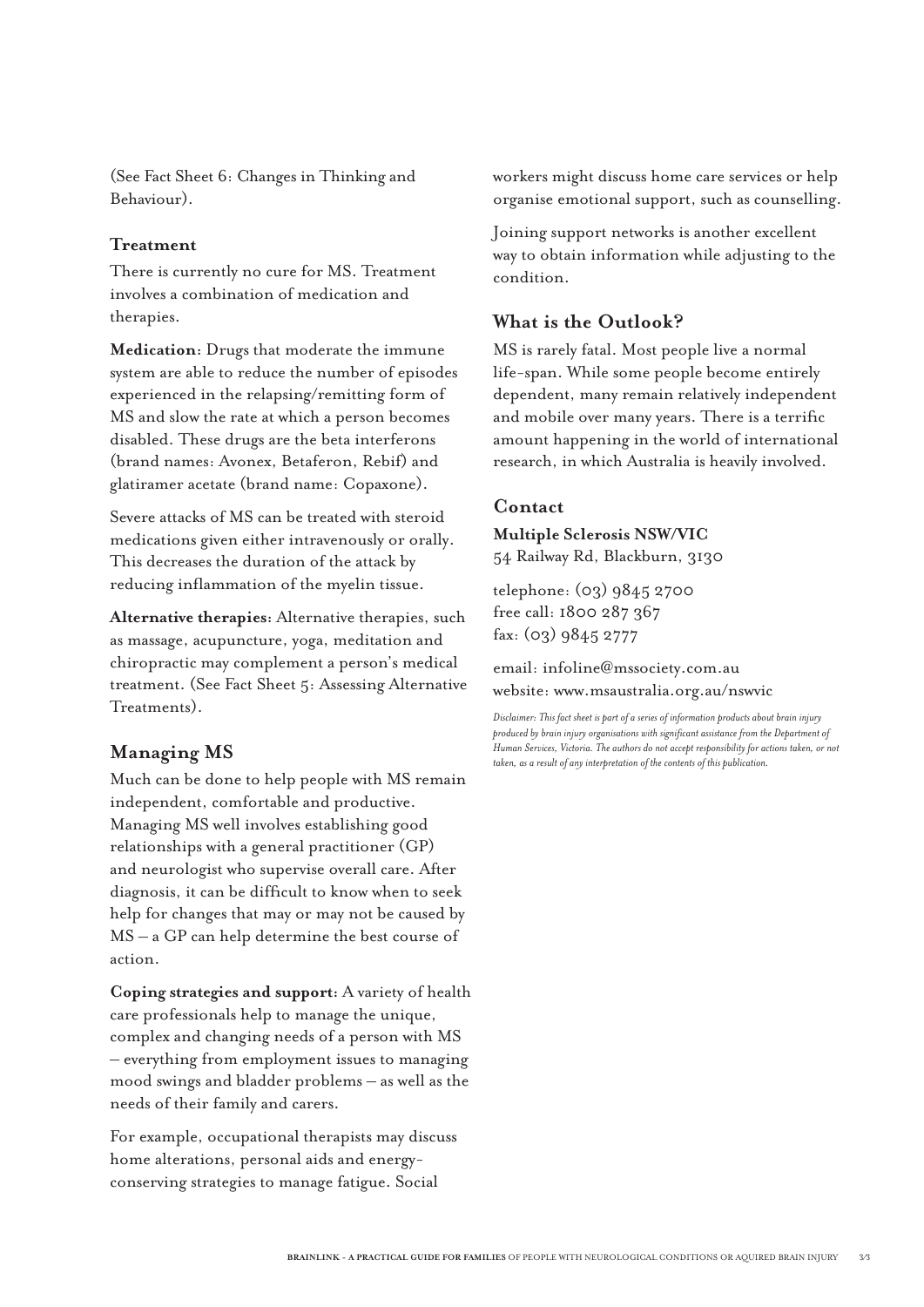(See Fact Sheet 6: Changes in Thinking and Behaviour).

### Treatment

There is currently no cure for MS. Treatment involves a combination of medication and therapies.

**Medication:** Drugs that moderate the immune system are able to reduce the number of episodes experienced in the relapsing/remitting form of MS and slow the rate at which a person becomes disabled. These drugs are the beta interferons (brand names: Avonex, Betaferon, Rebif) and glatiramer acetate (brand name: Copaxone).

Severe attacks of MS can be treated with steroid medications given either intravenously or orally. This decreases the duration of the attack by reducing inflammation of the myelin tissue.

**Alternative therapies:** Alternative therapies, such as massage, acupuncture, yoga, meditation and chiropractic may complement a person's medical treatment. (See Fact Sheet 5: Assessing Alternative Treatments).

## Managing MS

Much can be done to help people with MS remain independent, comfortable and productive. Managing MS well involves establishing good relationships with a general practitioner (GP) and neurologist who supervise overall care. After diagnosis, it can be difficult to know when to seek help for changes that may or may not be caused by MS – a GP can help determine the best course of action.

**Coping strategies and support:** A variety of health care professionals help to manage the unique, complex and changing needs of a person with MS – everything from employment issues to managing mood swings and bladder problems – as well as the needs of their family and carers.

For example, occupational therapists may discuss home alterations, personal aids and energy-conserving strategies to manage fatigue. Social workers might discuss home care services or help organise emotional support, such as counselling.

Joining support networks is another excellent way to obtain information while adjusting to the condition.

## What is the Outlook?

MS is rarely fatal. Most people live a normal life-span. While some people become entirely dependent, many remain relatively independent and mobile over many years. There is a terrific amount happening in the world of international research, in which Australia is heavily involved.

## Contact

**Multiple Sclerosis NSW/VIC**
54 Railway Rd, Blackburn, 3130

telephone: (03) 9845 2700
free call: 1800 287 367
fax: (03) 9845 2777

email: infoline@mssociety.com.au
website: www.msaustralia.org.au/nswvic

*Disclaimer: This fact sheet is part of a series of information products about brain injury produced by brain injury organisations with significant assistance from the Department of Human Services, Victoria. The authors do not accept responsibility for actions taken, or not taken, as a result of any interpretation of the contents of this publication.*